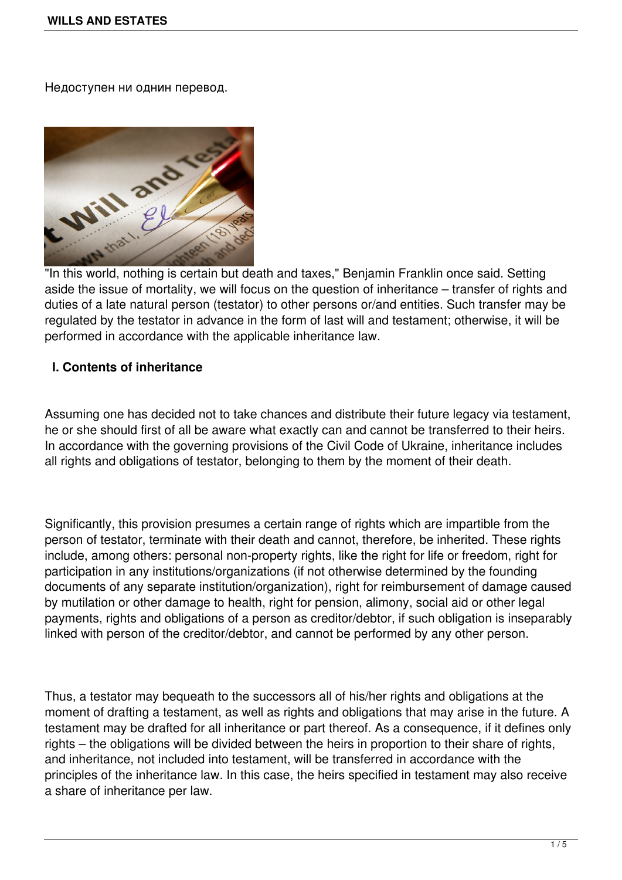Недоступен ни однин перевод.

"In this world, nothing is certain but death and taxes," Benjamin Franklin once said. Setting aside the issue of mortality, we will focus on the question of inheritance – transfer of rights and duties of a late natural person (testator) to other persons or/and entities. Such transfer may be regulated by the testator in advance in the form of last will and testament; otherwise, it will be performed in accordance with the applicable inheritance law.

## I. Contents of inheritance

Assuming one has decided not to take chances and distribute their future legacy via testament, he or she should first of all be aware what exactly can and cannot be transferred to their heirs. In accordance with the governing provisions of the Civil Code of Ukraine, inheritance includes all rights and obligations of testator, belonging to them by the moment of their death.

Significantly, this provision presumes a certain range of rights which are impartible from the person of testator, terminate with their death and cannot, therefore, be inherited. These rights include, among others: personal non-property rights, like the right for life or freedom, right for participation in any institutions/organizations (if not otherwise determined by the founding documents of any separate institution/organization), right for reimbursement of damage caused by mutilation or other damage to health, right for pension, alimony, social aid or other legal payments, rights and obligations of a person as creditor/debtor, if such obligation is inseparably linked with person of the creditor/debtor, and cannot be performed by any other person.

Thus, a testator may bequeath to the successors all of his/her rights and obligations at the moment of drafting a testament, as well as rights and obligations that may arise in the future. A testament may be drafted for all inheritance or part thereof. As a consequence, if it defines only rights – the obligations will be divided between the heirs in proportion to their share of rights, and inheritance, not included into testament, will be transferred in accordance with the principles of the inheritance law. In this case, the heirs specified in testament may also receive a share of inheritance per law.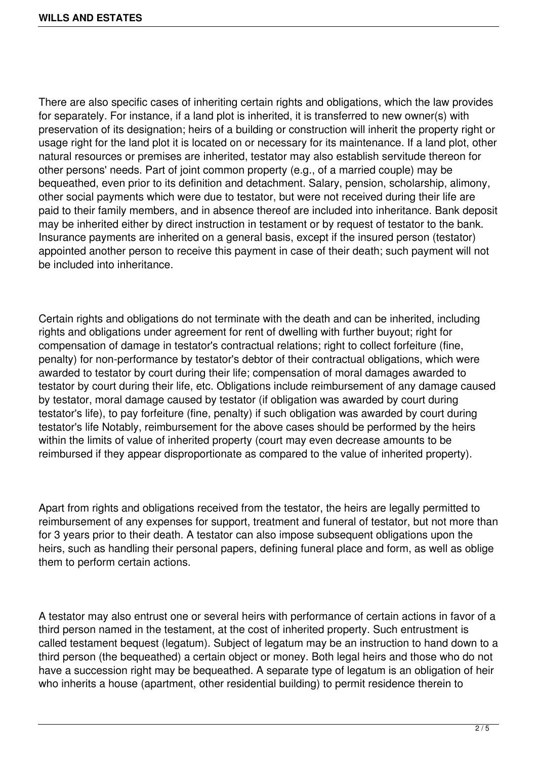There are also specific cases of inheriting certain rights and obligations, which the law provides for separately. For instance, if a land plot is inherited, it is transferred to new owner(s) with preservation of its designation; heirs of a building or construction will inherit the property right or usage right for the land plot it is located on or necessary for its maintenance. If a land plot, other natural resources or premises are inherited, testator may also establish servitude thereon for other persons' needs. Part of joint common property (e.g., of a married couple) may be bequeathed, even prior to its definition and detachment. Salary, pension, scholarship, alimony, other social payments which were due to testator, but were not received during their life are paid to their family members, and in absence thereof are included into inheritance. Bank deposit may be inherited either by direct instruction in testament or by request of testator to the bank. Insurance payments are inherited on a general basis, except if the insured person (testator) appointed another person to receive this payment in case of their death; such payment will not be included into inheritance.

Certain rights and obligations do not terminate with the death and can be inherited, including rights and obligations under agreement for rent of dwelling with further buyout; right for compensation of damage in testator's contractual relations; right to collect forfeiture (fine, penalty) for non-performance by testator's debtor of their contractual obligations, which were awarded to testator by court during their life; compensation of moral damages awarded to testator by court during their life, etc. Obligations include reimbursement of any damage caused by testator, moral damage caused by testator (if obligation was awarded by court during testator's life), to pay forfeiture (fine, penalty) if such obligation was awarded by court during testator's life Notably, reimbursement for the above cases should be performed by the heirs within the limits of value of inherited property (court may even decrease amounts to be reimbursed if they appear disproportionate as compared to the value of inherited property).

Apart from rights and obligations received from the testator, the heirs are legally permitted to reimbursement of any expenses for support, treatment and funeral of testator, but not more than for 3 years prior to their death. A testator can also impose subsequent obligations upon the heirs, such as handling their personal papers, defining funeral place and form, as well as oblige them to perform certain actions.

A testator may also entrust one or several heirs with performance of certain actions in favor of a third person named in the testament, at the cost of inherited property. Such entrustment is called testament bequest (legatum). Subject of legatum may be an instruction to hand down to a third person (the bequeathed) a certain object or money. Both legal heirs and those who do not have a succession right may be bequeathed. A separate type of legatum is an obligation of heir who inherits a house (apartment, other residential building) to permit residence therein to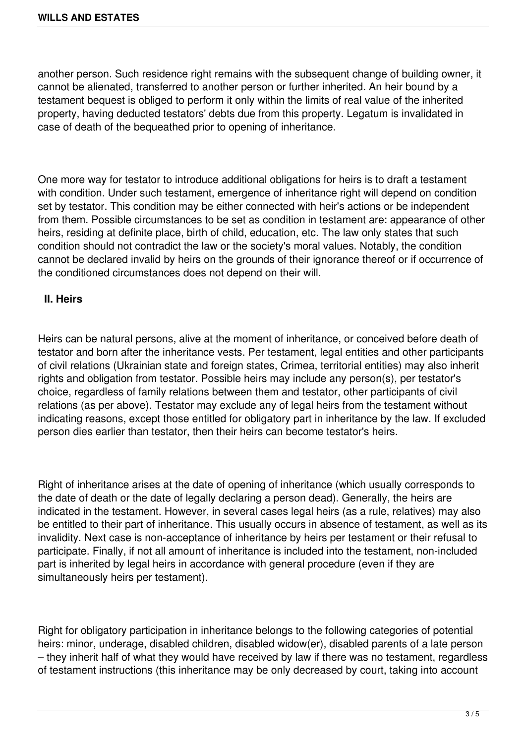another person. Such residence right remains with the subsequent change of building owner, it cannot be alienated, transferred to another person or further inherited. An heir bound by a testament bequest is obliged to perform it only within the limits of real value of the inherited property, having deducted testators' debts due from this property. Legatum is invalidated in case of death of the bequeathed prior to opening of inheritance.

One more way for testator to introduce additional obligations for heirs is to draft a testament with condition. Under such testament, emergence of inheritance right will depend on condition set by testator. This condition may be either connected with heir's actions or be independent from them. Possible circumstances to be set as condition in testament are: appearance of other heirs, residing at definite place, birth of child, education, etc. The law only states that such condition should not contradict the law or the society's moral values. Notably, the condition cannot be declared invalid by heirs on the grounds of their ignorance thereof or if occurrence of the conditioned circumstances does not depend on their will.

## II. Heirs

Heirs can be natural persons, alive at the moment of inheritance, or conceived before death of testator and born after the inheritance vests. Per testament, legal entities and other participants of civil relations (Ukrainian state and foreign states, Crimea, territorial entities) may also inherit rights and obligation from testator. Possible heirs may include any person(s), per testator's choice, regardless of family relations between them and testator, other participants of civil relations (as per above). Testator may exclude any of legal heirs from the testament without indicating reasons, except those entitled for obligatory part in inheritance by the law. If excluded person dies earlier than testator, then their heirs can become testator's heirs.

Right of inheritance arises at the date of opening of inheritance (which usually corresponds to the date of death or the date of legally declaring a person dead). Generally, the heirs are indicated in the testament. However, in several cases legal heirs (as a rule, relatives) may also be entitled to their part of inheritance. This usually occurs in absence of testament, as well as its invalidity. Next case is non-acceptance of inheritance by heirs per testament or their refusal to participate. Finally, if not all amount of inheritance is included into the testament, non-included part is inherited by legal heirs in accordance with general procedure (even if they are simultaneously heirs per testament).

Right for obligatory participation in inheritance belongs to the following categories of potential heirs: minor, underage, disabled children, disabled widow(er), disabled parents of a late person – they inherit half of what they would have received by law if there was no testament, regardless of testament instructions (this inheritance may be only decreased by court, taking into account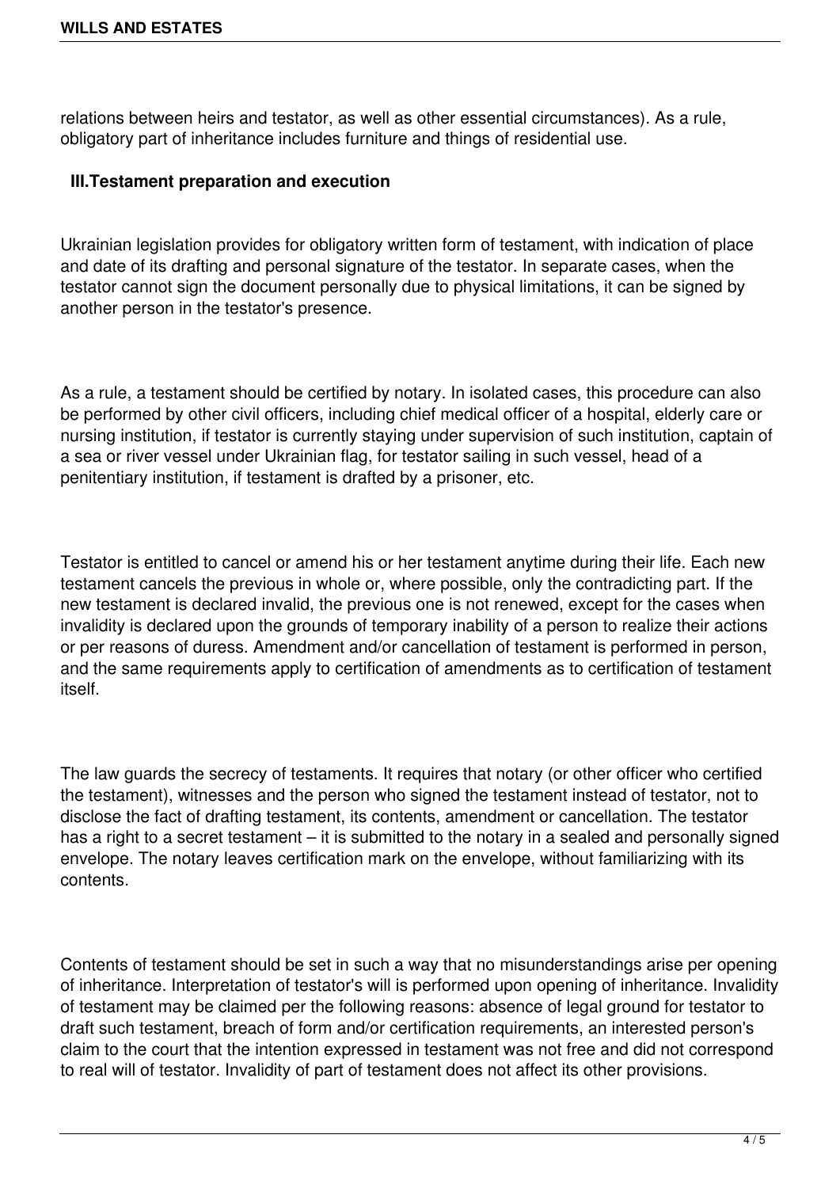relations between heirs and testator, as well as other essential circumstances). As a rule, obligatory part of inheritance includes furniture and things of residential use.

## III.Testament preparation and execution

Ukrainian legislation provides for obligatory written form of testament, with indication of place and date of its drafting and personal signature of the testator. In separate cases, when the testator cannot sign the document personally due to physical limitations, it can be signed by another person in the testator's presence.

As a rule, a testament should be certified by notary. In isolated cases, this procedure can also be performed by other civil officers, including chief medical officer of a hospital, elderly care or nursing institution, if testator is currently staying under supervision of such institution, captain of a sea or river vessel under Ukrainian flag, for testator sailing in such vessel, head of a penitentiary institution, if testament is drafted by a prisoner, etc.

Testator is entitled to cancel or amend his or her testament anytime during their life. Each new testament cancels the previous in whole or, where possible, only the contradicting part. If the new testament is declared invalid, the previous one is not renewed, except for the cases when invalidity is declared upon the grounds of temporary inability of a person to realize their actions or per reasons of duress. Amendment and/or cancellation of testament is performed in person, and the same requirements apply to certification of amendments as to certification of testament itself.

The law guards the secrecy of testaments. It requires that notary (or other officer who certified the testament), witnesses and the person who signed the testament instead of testator, not to disclose the fact of drafting testament, its contents, amendment or cancellation. The testator has a right to a secret testament – it is submitted to the notary in a sealed and personally signed envelope. The notary leaves certification mark on the envelope, without familiarizing with its contents.

Contents of testament should be set in such a way that no misunderstandings arise per opening of inheritance. Interpretation of testator's will is performed upon opening of inheritance. Invalidity of testament may be claimed per the following reasons: absence of legal ground for testator to draft such testament, breach of form and/or certification requirements, an interested person's claim to the court that the intention expressed in testament was not free and did not correspond to real will of testator. Invalidity of part of testament does not affect its other provisions.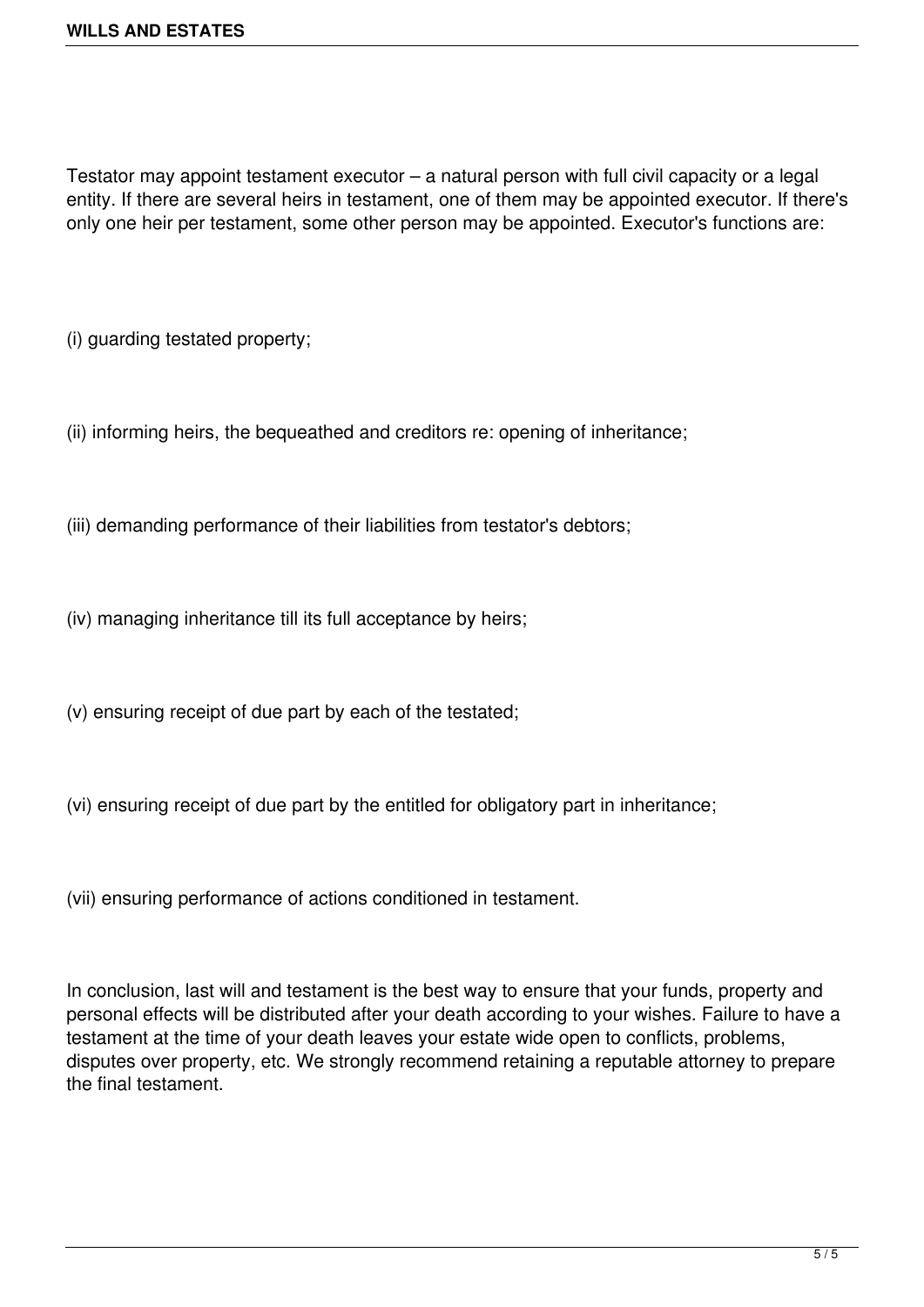Testator may appoint testament executor – a natural person with full civil capacity or a legal entity. If there are several heirs in testament, one of them may be appointed executor. If there's only one heir per testament, some other person may be appointed. Executor's functions are:

(i) guarding testated property;

(ii) informing heirs, the bequeathed and creditors re: opening of inheritance;

(iii) demanding performance of their liabilities from testator's debtors;

(iv) managing inheritance till its full acceptance by heirs;

(v) ensuring receipt of due part by each of the testated;

(vi) ensuring receipt of due part by the entitled for obligatory part in inheritance;

(vii) ensuring performance of actions conditioned in testament.

In conclusion, last will and testament is the best way to ensure that your funds, property and personal effects will be distributed after your death according to your wishes. Failure to have a testament at the time of your death leaves your estate wide open to conflicts, problems, disputes over property, etc. We strongly recommend retaining a reputable attorney to prepare the final testament.